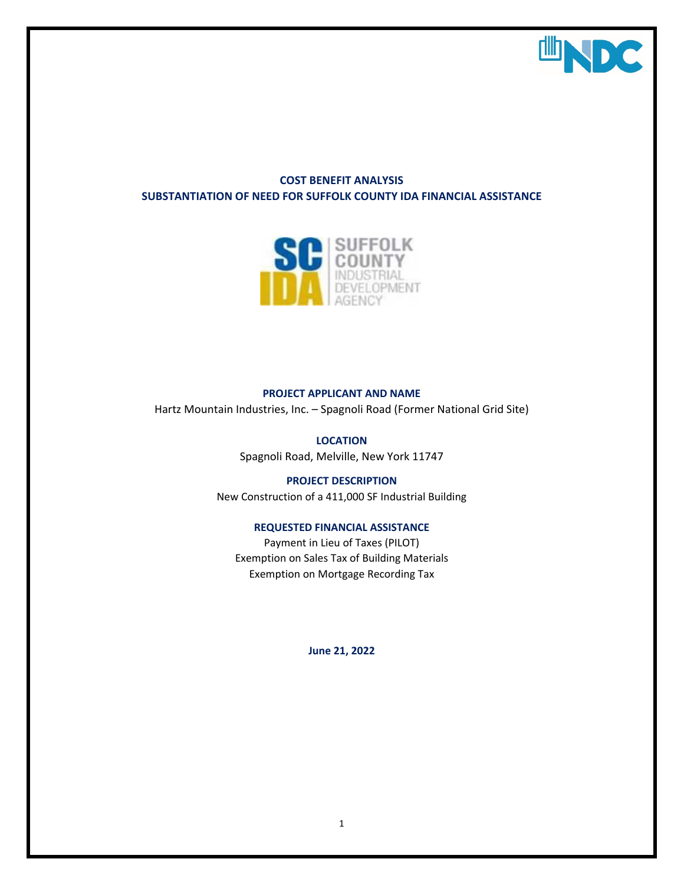# COST BENEFIT ANALYSIS
## SUBSTANTIATION OF NEED FOR SUFFOLK COUNTY IDA FINANCIAL ASSISTANCE

**PROJECT APPLICANT AND NAME**

Hartz Mountain Industries, Inc. – Spagnoli Road (Former National Grid Site)

**LOCATION**

Spagnoli Road, Melville, New York 11747

**PROJECT DESCRIPTION**

New Construction of a 411,000 SF Industrial Building

**REQUESTED FINANCIAL ASSISTANCE**

Payment in Lieu of Taxes (PILOT)
Exemption on Sales Tax of Building Materials
Exemption on Mortgage Recording Tax

**June 21, 2022**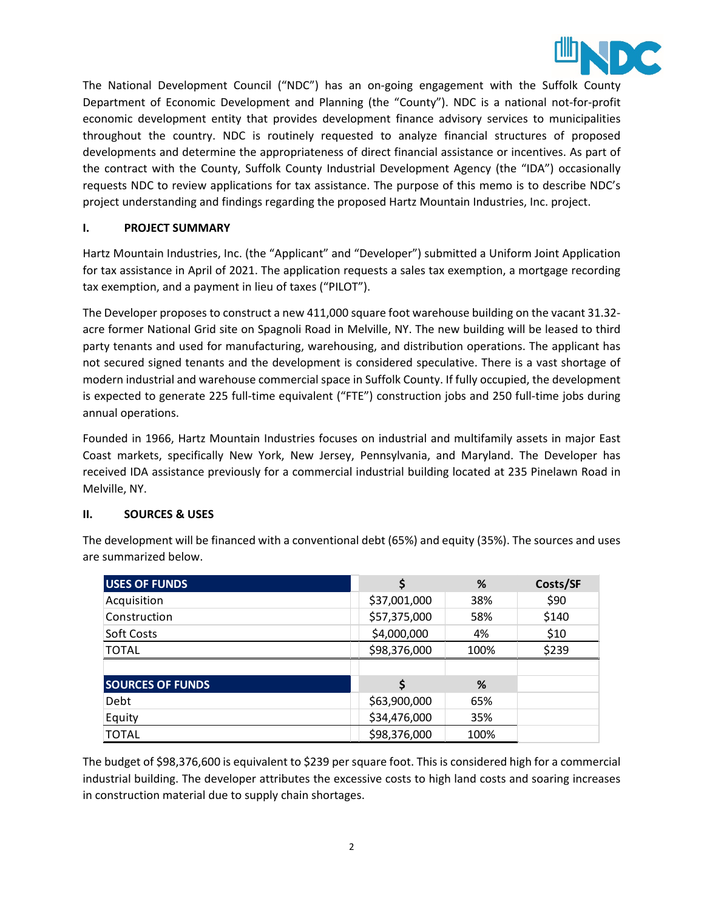The National Development Council ("NDC") has an on-going engagement with the Suffolk County Department of Economic Development and Planning (the "County"). NDC is a national not-for-profit economic development entity that provides development finance advisory services to municipalities throughout the country. NDC is routinely requested to analyze financial structures of proposed developments and determine the appropriateness of direct financial assistance or incentives. As part of the contract with the County, Suffolk County Industrial Development Agency (the "IDA") occasionally requests NDC to review applications for tax assistance. The purpose of this memo is to describe NDC's project understanding and findings regarding the proposed Hartz Mountain Industries, Inc. project.

## I. PROJECT SUMMARY

Hartz Mountain Industries, Inc. (the "Applicant" and "Developer") submitted a Uniform Joint Application for tax assistance in April of 2021. The application requests a sales tax exemption, a mortgage recording tax exemption, and a payment in lieu of taxes ("PILOT").

The Developer proposes to construct a new 411,000 square foot warehouse building on the vacant 31.32-acre former National Grid site on Spagnoli Road in Melville, NY. The new building will be leased to third party tenants and used for manufacturing, warehousing, and distribution operations. The applicant has not secured signed tenants and the development is considered speculative. There is a vast shortage of modern industrial and warehouse commercial space in Suffolk County. If fully occupied, the development is expected to generate 225 full-time equivalent ("FTE") construction jobs and 250 full-time jobs during annual operations.

Founded in 1966, Hartz Mountain Industries focuses on industrial and multifamily assets in major East Coast markets, specifically New York, New Jersey, Pennsylvania, and Maryland. The Developer has received IDA assistance previously for a commercial industrial building located at 235 Pinelawn Road in Melville, NY.

## II. SOURCES & USES

The development will be financed with a conventional debt (65%) and equity (35%). The sources and uses are summarized below.

| USES OF FUNDS | $ | % | Costs/SF |
|---|---|---|---|
| Acquisition | $37,001,000 | 38% | $90 |
| Construction | $57,375,000 | 58% | $140 |
| Soft Costs | $4,000,000 | 4% | $10 |
| TOTAL | $98,376,000 | 100% | $239 |
| | | | |
| **SOURCES OF FUNDS** | **$** | **%** | |
| Debt | $63,900,000 | 65% | |
| Equity | $34,476,000 | 35% | |
| TOTAL | $98,376,000 | 100% | |

The budget of $98,376,600 is equivalent to $239 per square foot. This is considered high for a commercial industrial building. The developer attributes the excessive costs to high land costs and soaring increases in construction material due to supply chain shortages.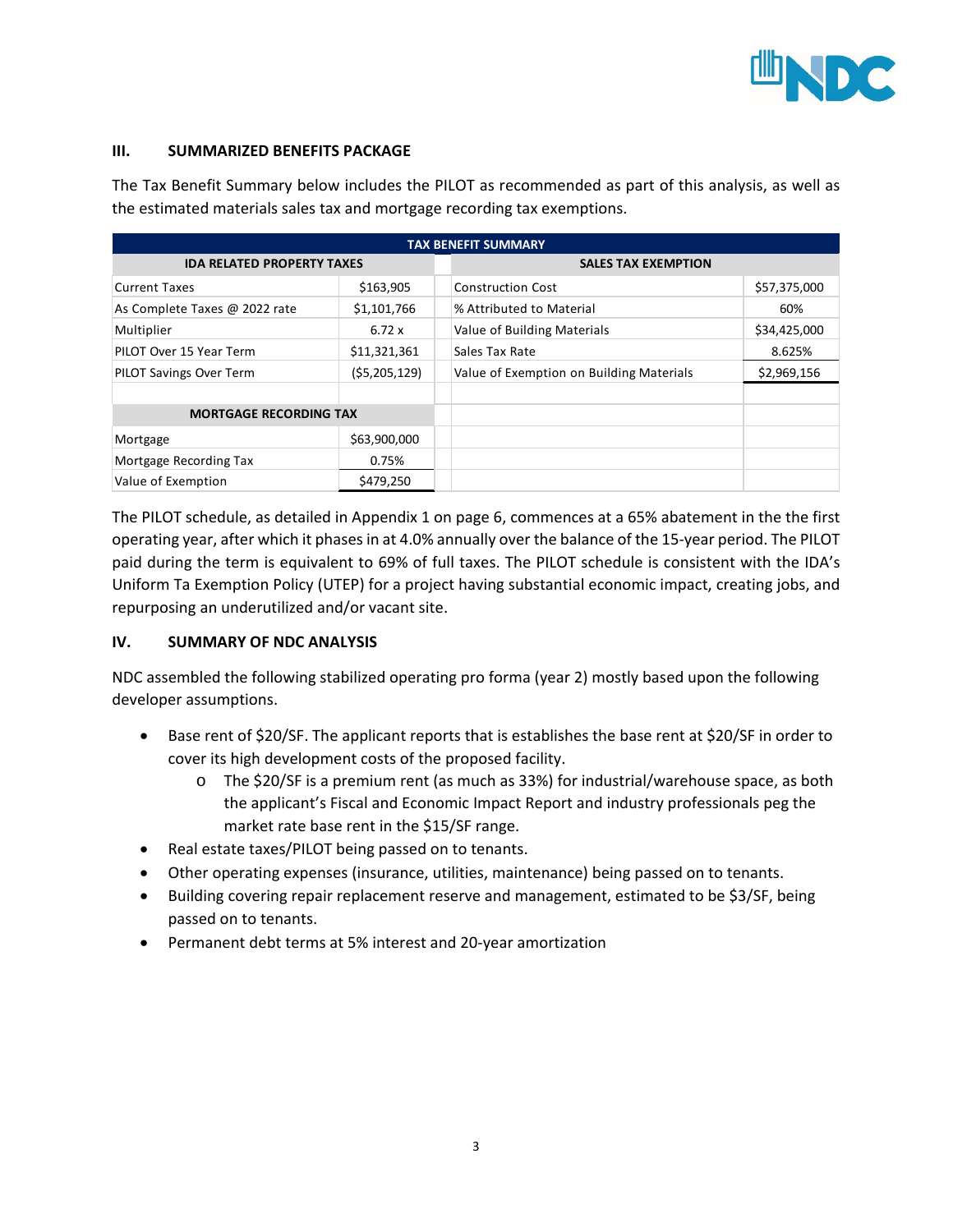## III. SUMMARIZED BENEFITS PACKAGE

The Tax Benefit Summary below includes the PILOT as recommended as part of this analysis, as well as the estimated materials sales tax and mortgage recording tax exemptions.

| TAX BENEFIT SUMMARY | | | | |
|---|---|---|---|---|
| **IDA RELATED PROPERTY TAXES** | | | **SALES TAX EXEMPTION** | |
| Current Taxes | $163,905 | | Construction Cost | $57,375,000 |
| As Complete Taxes @ 2022 rate | $1,101,766 | | % Attributed to Material | 60% |
| Multiplier | 6.72 x | | Value of Building Materials | $34,425,000 |
| PILOT Over 15 Year Term | $11,321,361 | | Sales Tax Rate | 8.625% |
| PILOT Savings Over Term | ($5,205,129) | | Value of Exemption on Building Materials | $2,969,156 |
| | | | | |
| **MORTGAGE RECORDING TAX** | | | | |
| Mortgage | $63,900,000 | | | |
| Mortgage Recording Tax | 0.75% | | | |
| Value of Exemption | $479,250 | | | |

The PILOT schedule, as detailed in Appendix 1 on page 6, commences at a 65% abatement in the the first operating year, after which it phases in at 4.0% annually over the balance of the 15-year period. The PILOT paid during the term is equivalent to 69% of full taxes. The PILOT schedule is consistent with the IDA's Uniform Ta Exemption Policy (UTEP) for a project having substantial economic impact, creating jobs, and repurposing an underutilized and/or vacant site.

## IV. SUMMARY OF NDC ANALYSIS

NDC assembled the following stabilized operating pro forma (year 2) mostly based upon the following developer assumptions.

- Base rent of $20/SF. The applicant reports that is establishes the base rent at $20/SF in order to cover its high development costs of the proposed facility.
    - The $20/SF is a premium rent (as much as 33%) for industrial/warehouse space, as both the applicant's Fiscal and Economic Impact Report and industry professionals peg the market rate base rent in the $15/SF range.
- Real estate taxes/PILOT being passed on to tenants.
- Other operating expenses (insurance, utilities, maintenance) being passed on to tenants.
- Building covering repair replacement reserve and management, estimated to be $3/SF, being passed on to tenants.
- Permanent debt terms at 5% interest and 20-year amortization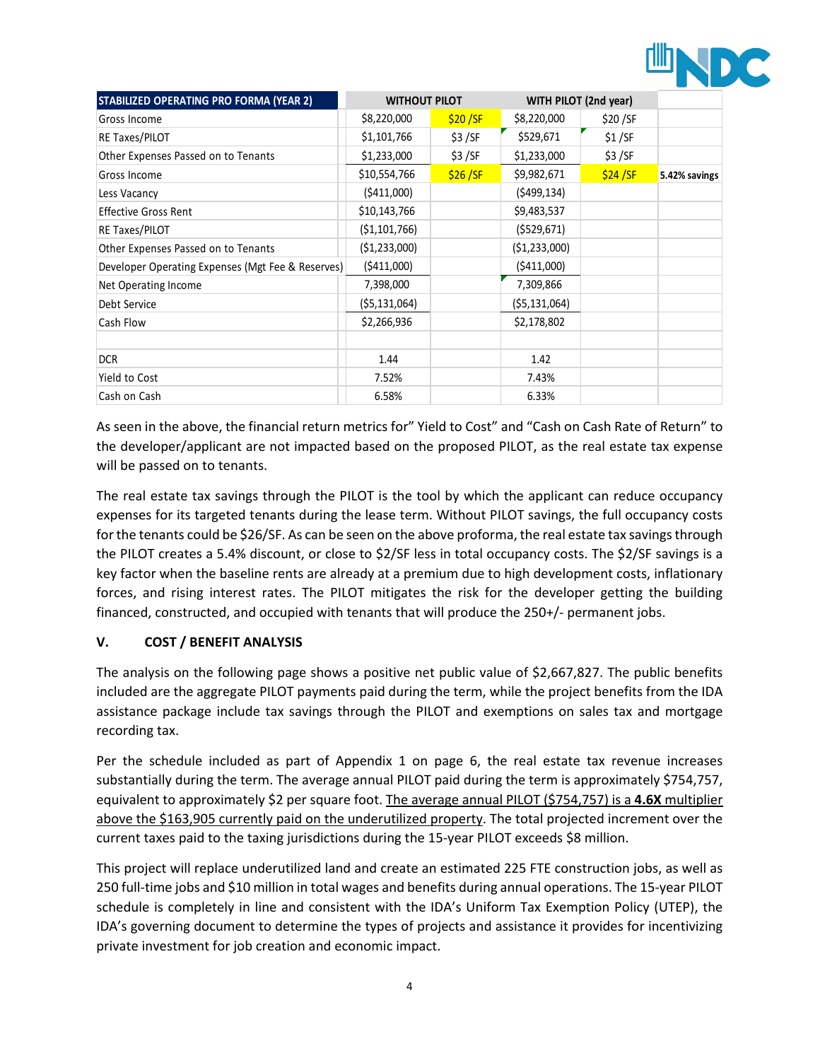| STABILIZED OPERATING PRO FORMA (YEAR 2) | WITHOUT PILOT | | WITH PILOT (2nd year) | | |
|---|---|---|---|---|---|
| Gross Income | $8,220,000 | $20 /SF | $8,220,000 | $20 /SF | |
| RE Taxes/PILOT | $1,101,766 | $3 /SF | $529,671 | $1 /SF | |
| Other Expenses Passed on to Tenants | $1,233,000 | $3 /SF | $1,233,000 | $3 /SF | |
| Gross Income | $10,554,766 | $26 /SF | $9,982,671 | $24 /SF | 5.42% savings |
| Less Vacancy | ($411,000) | | ($499,134) | | |
| Effective Gross Rent | $10,143,766 | | $9,483,537 | | |
| RE Taxes/PILOT | ($1,101,766) | | ($529,671) | | |
| Other Expenses Passed on to Tenants | ($1,233,000) | | ($1,233,000) | | |
| Developer Operating Expenses (Mgt Fee & Reserves) | ($411,000) | | ($411,000) | | |
| Net Operating Income | 7,398,000 | | 7,309,866 | | |
| Debt Service | ($5,131,064) | | ($5,131,064) | | |
| Cash Flow | $2,266,936 | | $2,178,802 | | |
| | | | | | |
| DCR | 1.44 | | 1.42 | | |
| Yield to Cost | 7.52% | | 7.43% | | |
| Cash on Cash | 6.58% | | 6.33% | | |

As seen in the above, the financial return metrics for" Yield to Cost" and "Cash on Cash Rate of Return" to the developer/applicant are not impacted based on the proposed PILOT, as the real estate tax expense will be passed on to tenants.

The real estate tax savings through the PILOT is the tool by which the applicant can reduce occupancy expenses for its targeted tenants during the lease term. Without PILOT savings, the full occupancy costs for the tenants could be $26/SF. As can be seen on the above proforma, the real estate tax savings through the PILOT creates a 5.4% discount, or close to $2/SF less in total occupancy costs. The $2/SF savings is a key factor when the baseline rents are already at a premium due to high development costs, inflationary forces, and rising interest rates. The PILOT mitigates the risk for the developer getting the building financed, constructed, and occupied with tenants that will produce the 250+/- permanent jobs.

## V. COST / BENEFIT ANALYSIS

The analysis on the following page shows a positive net public value of $2,667,827. The public benefits included are the aggregate PILOT payments paid during the term, while the project benefits from the IDA assistance package include tax savings through the PILOT and exemptions on sales tax and mortgage recording tax.

Per the schedule included as part of Appendix 1 on page 6, the real estate tax revenue increases substantially during the term. The average annual PILOT paid during the term is approximately $754,757, equivalent to approximately $2 per square foot. The average annual PILOT ($754,757) is a **4.6X** multiplier above the $163,905 currently paid on the underutilized property. The total projected increment over the current taxes paid to the taxing jurisdictions during the 15-year PILOT exceeds $8 million.

This project will replace underutilized land and create an estimated 225 FTE construction jobs, as well as 250 full-time jobs and $10 million in total wages and benefits during annual operations. The 15-year PILOT schedule is completely in line and consistent with the IDA's Uniform Tax Exemption Policy (UTEP), the IDA's governing document to determine the types of projects and assistance it provides for incentivizing private investment for job creation and economic impact.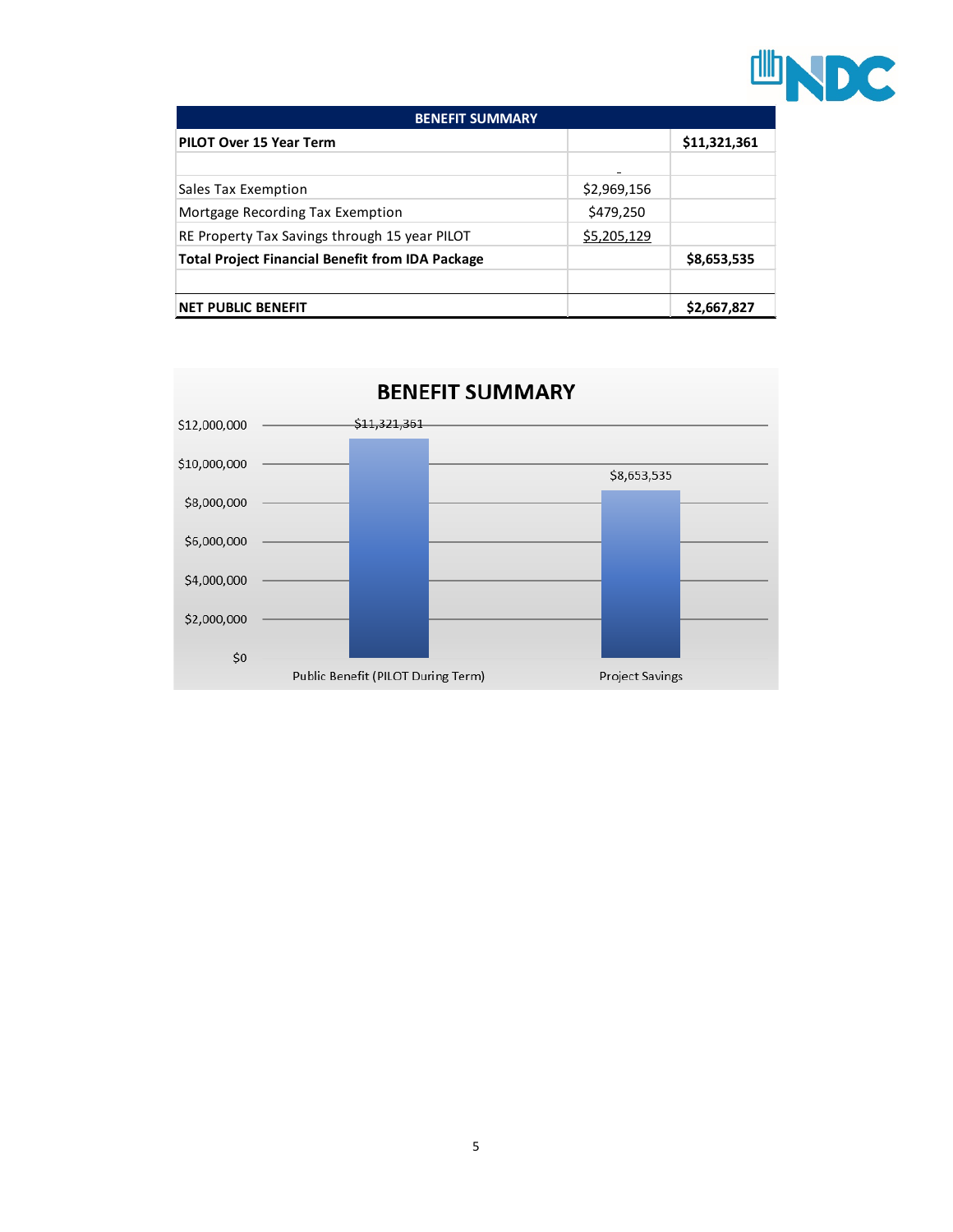| BENEFIT SUMMARY | | |
|---|---|---|
| **PILOT Over 15 Year Term** | | **$11,321,361** |
| | - | |
| Sales Tax Exemption | $2,969,156 | |
| Mortgage Recording Tax Exemption | $479,250 | |
| RE Property Tax Savings through 15 year PILOT | $5,205,129 | |
| **Total Project Financial Benefit from IDA Package** | | **$8,653,535** |
| | | |
| **NET PUBLIC BENEFIT** | | **$2,667,827** |

**BENEFIT SUMMARY**

| | Value |
|---|---|
| Public Benefit (PILOT During Term) | $11,321,361 |
| Project Savings | $8,653,535 |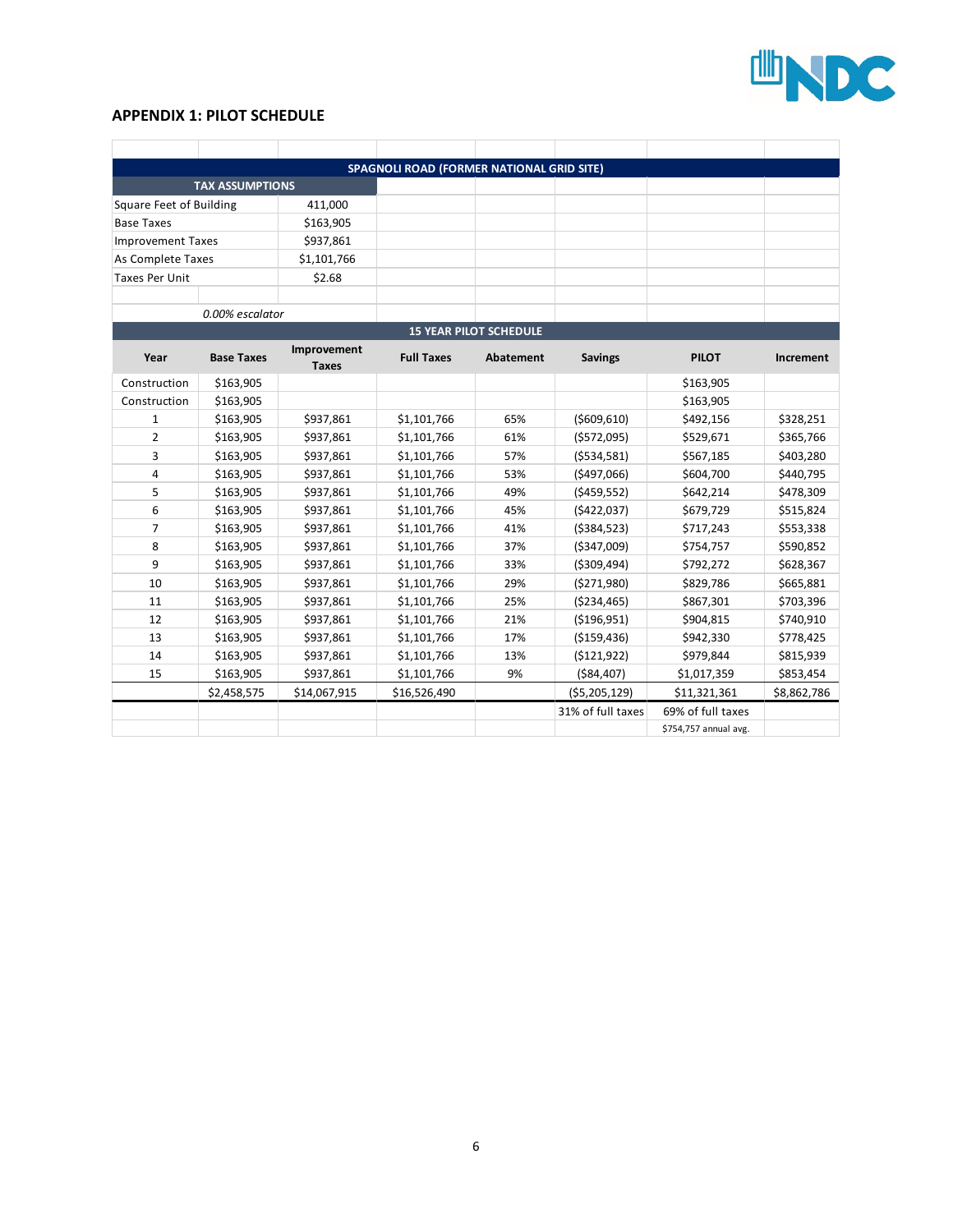## APPENDIX 1: PILOT SCHEDULE

| SPAGNOLI ROAD (FORMER NATIONAL GRID SITE) | | | | | | | |
|---|---|---|---|---|---|---|---|
| **TAX ASSUMPTIONS** | | | | | | | |
| Square Feet of Building | | 411,000 | | | | | |
| Base Taxes | | $163,905 | | | | | |
| Improvement Taxes | | $937,861 | | | | | |
| As Complete Taxes | | $1,101,766 | | | | | |
| Taxes Per Unit | | $2.68 | | | | | |
| | *0.00% escalator* | | | | | | |
| **15 YEAR PILOT SCHEDULE** | | | | | | | |
| **Year** | **Base Taxes** | **Improvement Taxes** | **Full Taxes** | **Abatement** | **Savings** | **PILOT** | **Increment** |
| Construction | $163,905 | | | | | $163,905 | |
| Construction | $163,905 | | | | | $163,905 | |
| 1 | $163,905 | $937,861 | $1,101,766 | 65% | ($609,610) | $492,156 | $328,251 |
| 2 | $163,905 | $937,861 | $1,101,766 | 61% | ($572,095) | $529,671 | $365,766 |
| 3 | $163,905 | $937,861 | $1,101,766 | 57% | ($534,581) | $567,185 | $403,280 |
| 4 | $163,905 | $937,861 | $1,101,766 | 53% | ($497,066) | $604,700 | $440,795 |
| 5 | $163,905 | $937,861 | $1,101,766 | 49% | ($459,552) | $642,214 | $478,309 |
| 6 | $163,905 | $937,861 | $1,101,766 | 45% | ($422,037) | $679,729 | $515,824 |
| 7 | $163,905 | $937,861 | $1,101,766 | 41% | ($384,523) | $717,243 | $553,338 |
| 8 | $163,905 | $937,861 | $1,101,766 | 37% | ($347,009) | $754,757 | $590,852 |
| 9 | $163,905 | $937,861 | $1,101,766 | 33% | ($309,494) | $792,272 | $628,367 |
| 10 | $163,905 | $937,861 | $1,101,766 | 29% | ($271,980) | $829,786 | $665,881 |
| 11 | $163,905 | $937,861 | $1,101,766 | 25% | ($234,465) | $867,301 | $703,396 |
| 12 | $163,905 | $937,861 | $1,101,766 | 21% | ($196,951) | $904,815 | $740,910 |
| 13 | $163,905 | $937,861 | $1,101,766 | 17% | ($159,436) | $942,330 | $778,425 |
| 14 | $163,905 | $937,861 | $1,101,766 | 13% | ($121,922) | $979,844 | $815,939 |
| 15 | $163,905 | $937,861 | $1,101,766 | 9% | ($84,407) | $1,017,359 | $853,454 |
| | $2,458,575 | $14,067,915 | $16,526,490 | | ($5,205,129) | $11,321,361 | $8,862,786 |
| | | | | | 31% of full taxes | 69% of full taxes | |
| | | | | | | $754,757 annual avg. | |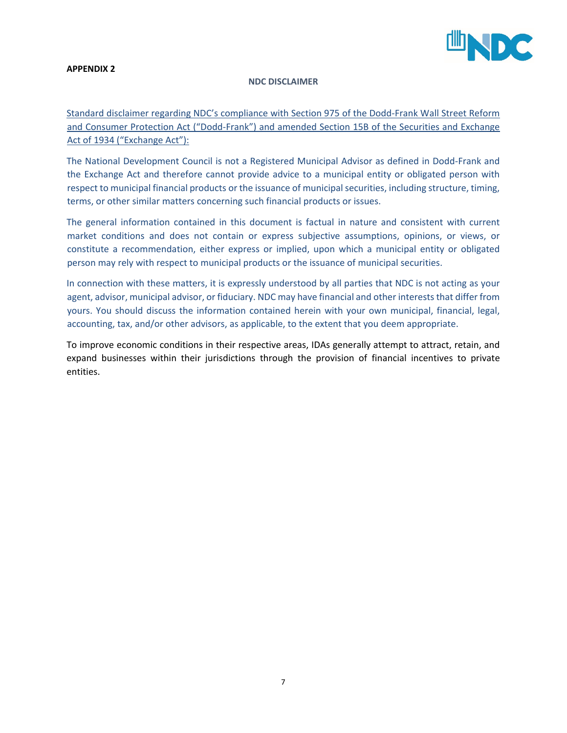**APPENDIX 2**

**NDC DISCLAIMER**

Standard disclaimer regarding NDC's compliance with Section 975 of the Dodd-Frank Wall Street Reform and Consumer Protection Act ("Dodd-Frank") and amended Section 15B of the Securities and Exchange Act of 1934 ("Exchange Act"):

The National Development Council is not a Registered Municipal Advisor as defined in Dodd-Frank and the Exchange Act and therefore cannot provide advice to a municipal entity or obligated person with respect to municipal financial products or the issuance of municipal securities, including structure, timing, terms, or other similar matters concerning such financial products or issues.

The general information contained in this document is factual in nature and consistent with current market conditions and does not contain or express subjective assumptions, opinions, or views, or constitute a recommendation, either express or implied, upon which a municipal entity or obligated person may rely with respect to municipal products or the issuance of municipal securities.

In connection with these matters, it is expressly understood by all parties that NDC is not acting as your agent, advisor, municipal advisor, or fiduciary. NDC may have financial and other interests that differ from yours. You should discuss the information contained herein with your own municipal, financial, legal, accounting, tax, and/or other advisors, as applicable, to the extent that you deem appropriate.

To improve economic conditions in their respective areas, IDAs generally attempt to attract, retain, and expand businesses within their jurisdictions through the provision of financial incentives to private entities.